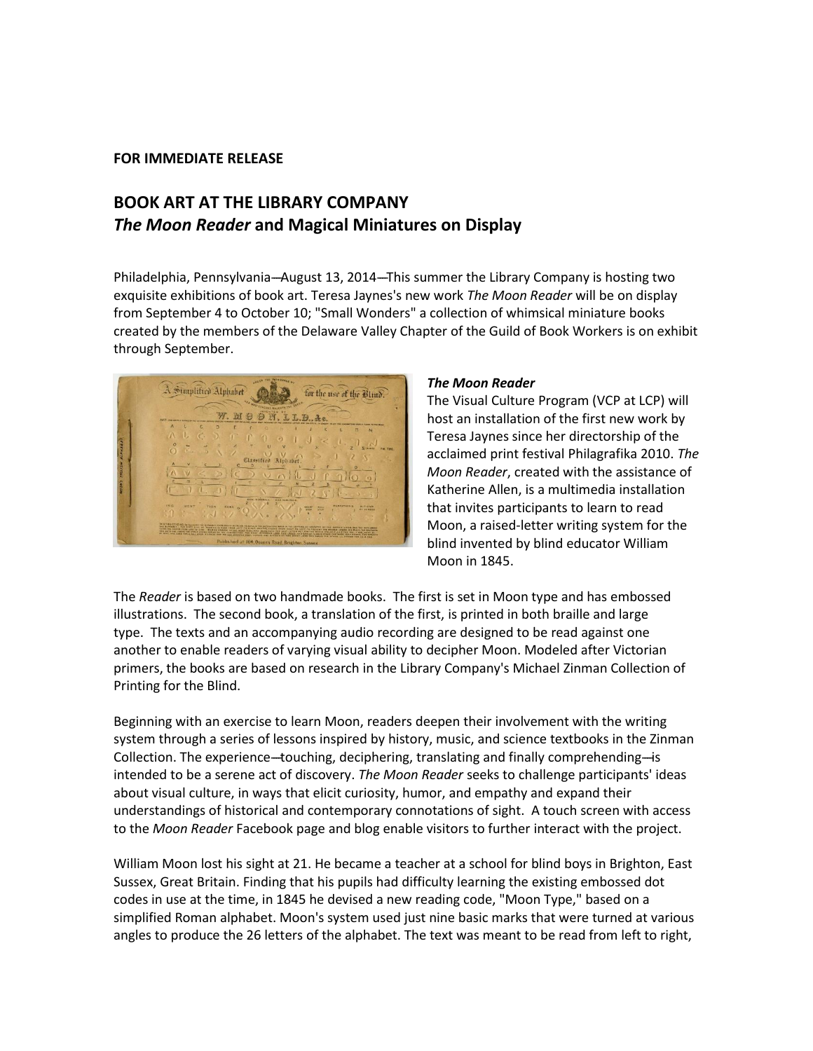**FOR IMMEDIATE RELEASE**

## BOOK ART AT THE LIBRARY COMPANY
## *The Moon Reader* and Magical Miniatures on Display

Philadelphia, Pennsylvania—August 13, 2014—This summer the Library Company is hosting two exquisite exhibitions of book art. Teresa Jaynes's new work *The Moon Reader* will be on display from September 4 to October 10; "Small Wonders" a collection of whimsical miniature books created by the members of the Delaware Valley Chapter of the Guild of Book Workers is on exhibit through September.

### *The Moon Reader*

The Visual Culture Program (VCP at LCP) will host an installation of the first new work by Teresa Jaynes since her directorship of the acclaimed print festival Philagrafika 2010. *The Moon Reader*, created with the assistance of Katherine Allen, is a multimedia installation that invites participants to learn to read Moon, a raised-letter writing system for the blind invented by blind educator William Moon in 1845.

The *Reader* is based on two handmade books. The first is set in Moon type and has embossed illustrations. The second book, a translation of the first, is printed in both braille and large type. The texts and an accompanying audio recording are designed to be read against one another to enable readers of varying visual ability to decipher Moon. Modeled after Victorian primers, the books are based on research in the Library Company's Michael Zinman Collection of Printing for the Blind.

Beginning with an exercise to learn Moon, readers deepen their involvement with the writing system through a series of lessons inspired by history, music, and science textbooks in the Zinman Collection. The experience—touching, deciphering, translating and finally comprehending—is intended to be a serene act of discovery. *The Moon Reader* seeks to challenge participants' ideas about visual culture, in ways that elicit curiosity, humor, and empathy and expand their understandings of historical and contemporary connotations of sight. A touch screen with access to the *Moon Reader* Facebook page and blog enable visitors to further interact with the project.

William Moon lost his sight at 21. He became a teacher at a school for blind boys in Brighton, East Sussex, Great Britain. Finding that his pupils had difficulty learning the existing embossed dot codes in use at the time, in 1845 he devised a new reading code, "Moon Type," based on a simplified Roman alphabet. Moon's system used just nine basic marks that were turned at various angles to produce the 26 letters of the alphabet. The text was meant to be read from left to right,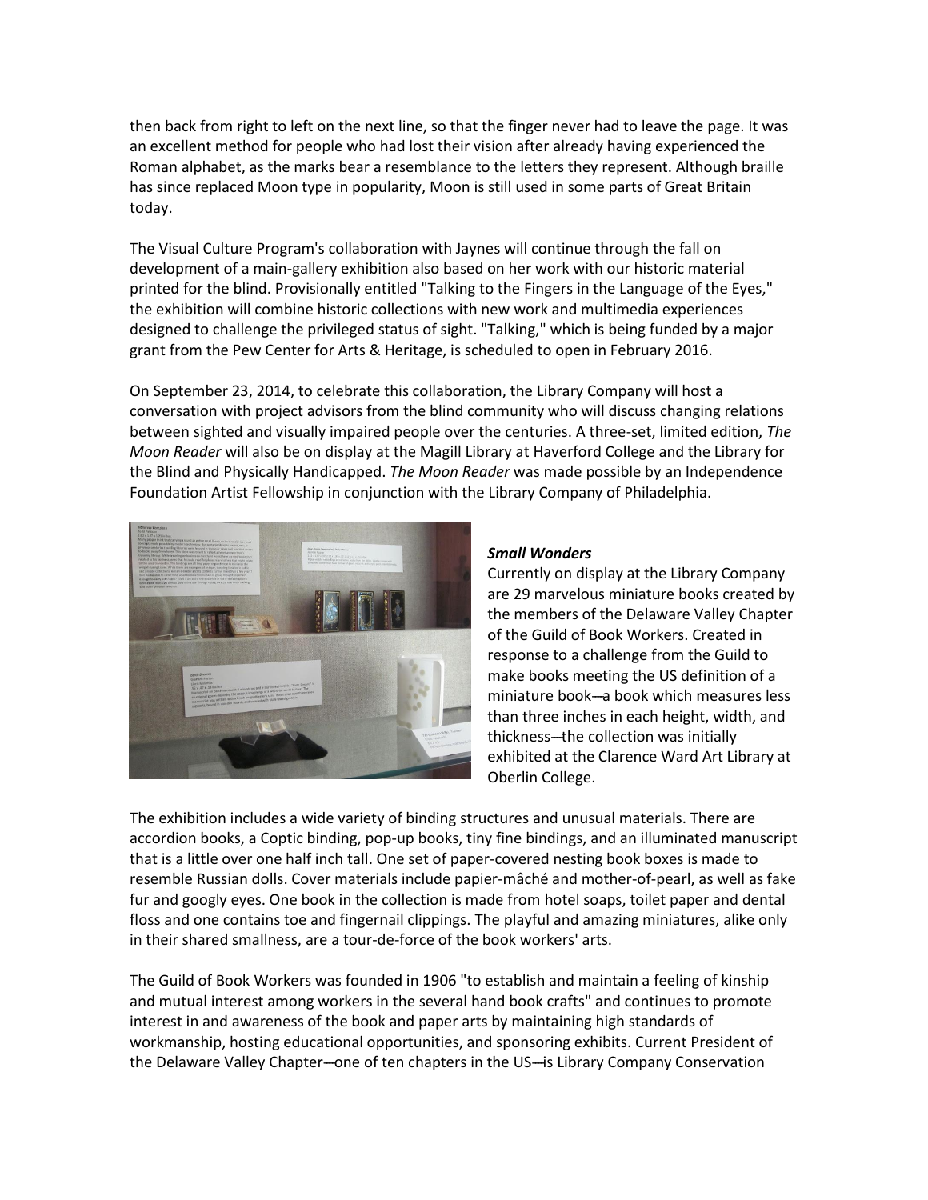then back from right to left on the next line, so that the finger never had to leave the page. It was an excellent method for people who had lost their vision after already having experienced the Roman alphabet, as the marks bear a resemblance to the letters they represent. Although braille has since replaced Moon type in popularity, Moon is still used in some parts of Great Britain today.

The Visual Culture Program's collaboration with Jaynes will continue through the fall on development of a main-gallery exhibition also based on her work with our historic material printed for the blind. Provisionally entitled "Talking to the Fingers in the Language of the Eyes," the exhibition will combine historic collections with new work and multimedia experiences designed to challenge the privileged status of sight. "Talking," which is being funded by a major grant from the Pew Center for Arts & Heritage, is scheduled to open in February 2016.

On September 23, 2014, to celebrate this collaboration, the Library Company will host a conversation with project advisors from the blind community who will discuss changing relations between sighted and visually impaired people over the centuries. A three-set, limited edition, *The Moon Reader* will also be on display at the Magill Library at Haverford College and the Library for the Blind and Physically Handicapped. *The Moon Reader* was made possible by an Independence Foundation Artist Fellowship in conjunction with the Library Company of Philadelphia.

***Small Wonders***

Currently on display at the Library Company are 29 marvelous miniature books created by the members of the Delaware Valley Chapter of the Guild of Book Workers. Created in response to a challenge from the Guild to make books meeting the US definition of a miniature book—a book which measures less than three inches in each height, width, and thickness—the collection was initially exhibited at the Clarence Ward Art Library at Oberlin College.

The exhibition includes a wide variety of binding structures and unusual materials. There are accordion books, a Coptic binding, pop-up books, tiny fine bindings, and an illuminated manuscript that is a little over one half inch tall. One set of paper-covered nesting book boxes is made to resemble Russian dolls. Cover materials include papier-mâché and mother-of-pearl, as well as fake fur and googly eyes. One book in the collection is made from hotel soaps, toilet paper and dental floss and one contains toe and fingernail clippings. The playful and amazing miniatures, alike only in their shared smallness, are a tour-de-force of the book workers' arts.

The Guild of Book Workers was founded in 1906 "to establish and maintain a feeling of kinship and mutual interest among workers in the several hand book crafts" and continues to promote interest in and awareness of the book and paper arts by maintaining high standards of workmanship, hosting educational opportunities, and sponsoring exhibits. Current President of the Delaware Valley Chapter—one of ten chapters in the US—is Library Company Conservation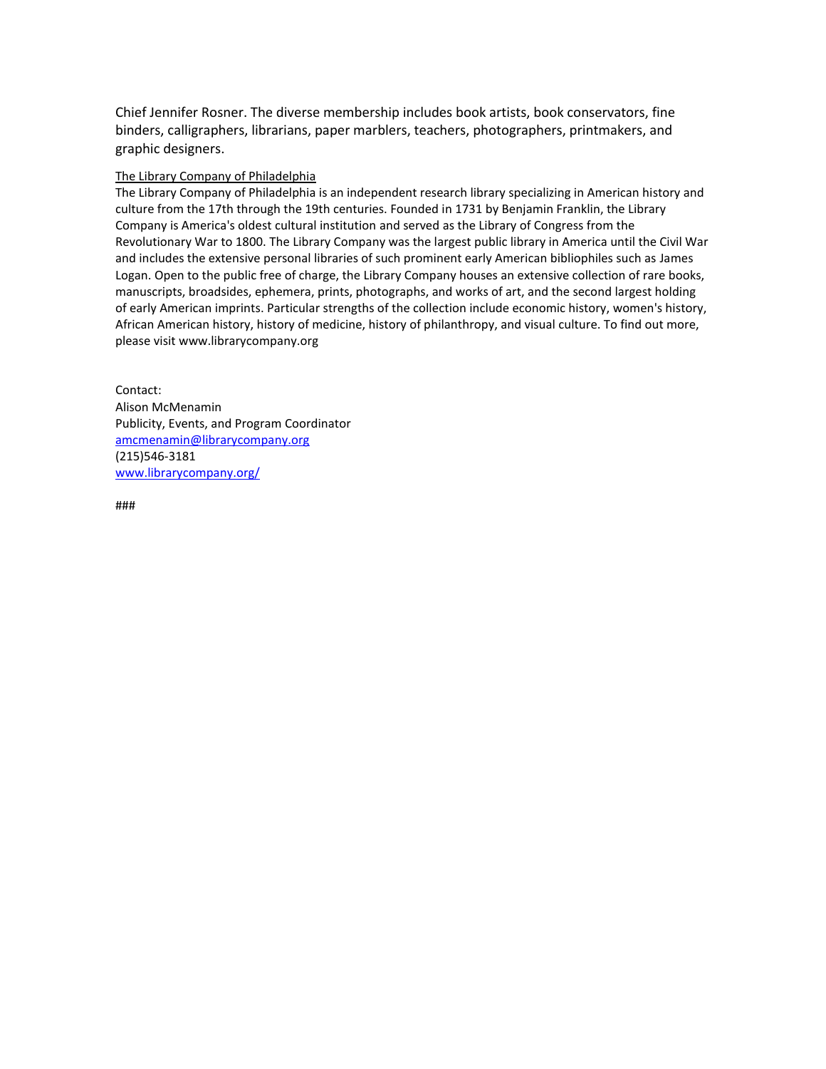Chief Jennifer Rosner. The diverse membership includes book artists, book conservators, fine binders, calligraphers, librarians, paper marblers, teachers, photographers, printmakers, and graphic designers.

The Library Company of Philadelphia

The Library Company of Philadelphia is an independent research library specializing in American history and culture from the 17th through the 19th centuries. Founded in 1731 by Benjamin Franklin, the Library Company is America's oldest cultural institution and served as the Library of Congress from the Revolutionary War to 1800. The Library Company was the largest public library in America until the Civil War and includes the extensive personal libraries of such prominent early American bibliophiles such as James Logan. Open to the public free of charge, the Library Company houses an extensive collection of rare books, manuscripts, broadsides, ephemera, prints, photographs, and works of art, and the second largest holding of early American imprints. Particular strengths of the collection include economic history, women's history, African American history, history of medicine, history of philanthropy, and visual culture. To find out more, please visit www.librarycompany.org

Contact:
Alison McMenamin
Publicity, Events, and Program Coordinator
amcmenamin@librarycompany.org
(215)546-3181
www.librarycompany.org/

###